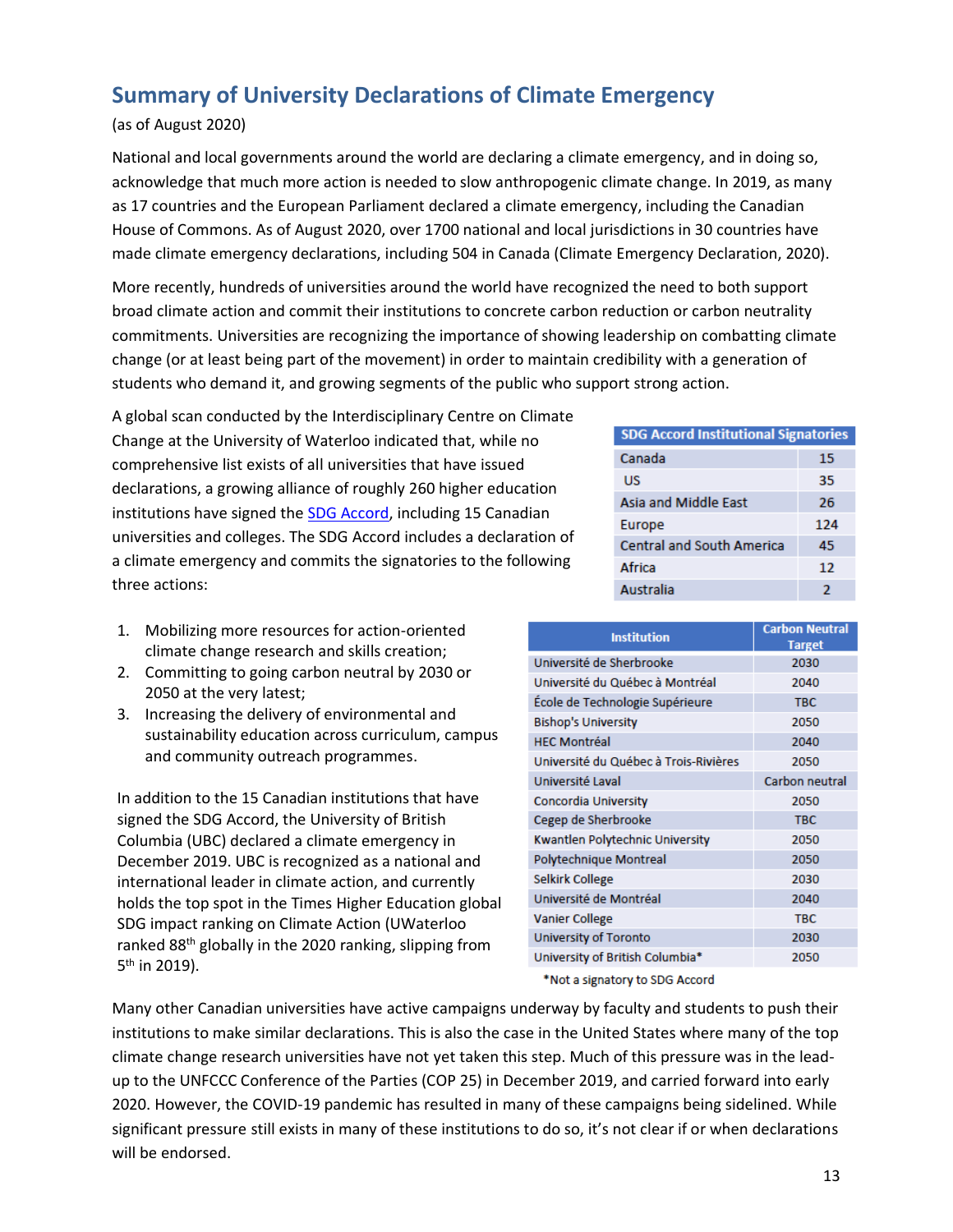## Summary of University Declarations of Climate Emergency

(as of August 2020)

National and local governments around the world are declaring a climate emergency, and in doing so, acknowledge that much more action is needed to slow anthropogenic climate change. In 2019, as many as 17 countries and the European Parliament declared a climate emergency, including the Canadian House of Commons. As of August 2020, over 1700 national and local jurisdictions in 30 countries have made climate emergency declarations, including 504 in Canada (Climate Emergency Declaration, 2020).

More recently, hundreds of universities around the world have recognized the need to both support broad climate action and commit their institutions to concrete carbon reduction or carbon neutrality commitments. Universities are recognizing the importance of showing leadership on combatting climate change (or at least being part of the movement) in order to maintain credibility with a generation of students who demand it, and growing segments of the public who support strong action.

A global scan conducted by the Interdisciplinary Centre on Climate Change at the University of Waterloo indicated that, while no comprehensive list exists of all universities that have issued declarations, a growing alliance of roughly 260 higher education institutions have signed the SDG Accord, including 15 Canadian universities and colleges. The SDG Accord includes a declaration of a climate emergency and commits the signatories to the following three actions:

| SDG Accord Institutional Signatories | |
|---|---|
| Canada | 15 |
| US | 35 |
| Asia and Middle East | 26 |
| Europe | 124 |
| Central and South America | 45 |
| Africa | 12 |
| Australia | 2 |

1. Mobilizing more resources for action-oriented climate change research and skills creation;
2. Committing to going carbon neutral by 2030 or 2050 at the very latest;
3. Increasing the delivery of environmental and sustainability education across curriculum, campus and community outreach programmes.

In addition to the 15 Canadian institutions that have signed the SDG Accord, the University of British Columbia (UBC) declared a climate emergency in December 2019. UBC is recognized as a national and international leader in climate action, and currently holds the top spot in the Times Higher Education global SDG impact ranking on Climate Action (UWaterloo ranked 88th globally in the 2020 ranking, slipping from 5th in 2019).

| Institution | Carbon Neutral Target |
|---|---|
| Université de Sherbrooke | 2030 |
| Université du Québec à Montréal | 2040 |
| École de Technologie Supérieure | TBC |
| Bishop's University | 2050 |
| HEC Montréal | 2040 |
| Université du Québec à Trois-Rivières | 2050 |
| Université Laval | Carbon neutral |
| Concordia University | 2050 |
| Cegep de Sherbrooke | TBC |
| Kwantlen Polytechnic University | 2050 |
| Polytechnique Montreal | 2050 |
| Selkirk College | 2030 |
| Université de Montréal | 2040 |
| Vanier College | TBC |
| University of Toronto | 2030 |
| University of British Columbia* | 2050 |

*Not a signatory to SDG Accord

Many other Canadian universities have active campaigns underway by faculty and students to push their institutions to make similar declarations. This is also the case in the United States where many of the top climate change research universities have not yet taken this step. Much of this pressure was in the lead-up to the UNFCCC Conference of the Parties (COP 25) in December 2019, and carried forward into early 2020. However, the COVID-19 pandemic has resulted in many of these campaigns being sidelined. While significant pressure still exists in many of these institutions to do so, it's not clear if or when declarations will be endorsed.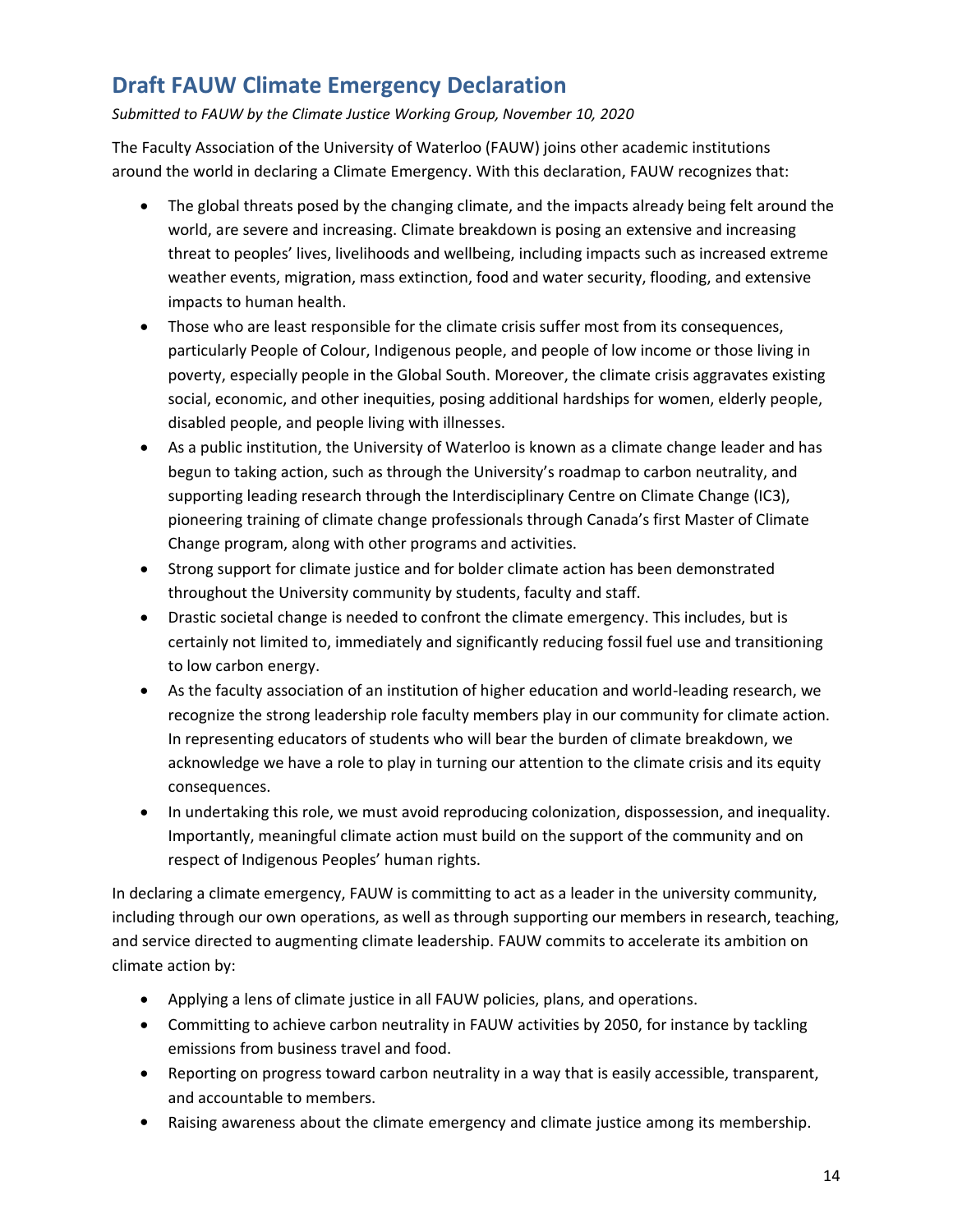## Draft FAUW Climate Emergency Declaration

*Submitted to FAUW by the Climate Justice Working Group, November 10, 2020*

The Faculty Association of the University of Waterloo (FAUW) joins other academic institutions around the world in declaring a Climate Emergency. With this declaration, FAUW recognizes that:

- The global threats posed by the changing climate, and the impacts already being felt around the world, are severe and increasing. Climate breakdown is posing an extensive and increasing threat to peoples' lives, livelihoods and wellbeing, including impacts such as increased extreme weather events, migration, mass extinction, food and water security, flooding, and extensive impacts to human health.
- Those who are least responsible for the climate crisis suffer most from its consequences, particularly People of Colour, Indigenous people, and people of low income or those living in poverty, especially people in the Global South. Moreover, the climate crisis aggravates existing social, economic, and other inequities, posing additional hardships for women, elderly people, disabled people, and people living with illnesses.
- As a public institution, the University of Waterloo is known as a climate change leader and has begun to taking action, such as through the University's roadmap to carbon neutrality, and supporting leading research through the Interdisciplinary Centre on Climate Change (IC3), pioneering training of climate change professionals through Canada's first Master of Climate Change program, along with other programs and activities.
- Strong support for climate justice and for bolder climate action has been demonstrated throughout the University community by students, faculty and staff.
- Drastic societal change is needed to confront the climate emergency. This includes, but is certainly not limited to, immediately and significantly reducing fossil fuel use and transitioning to low carbon energy.
- As the faculty association of an institution of higher education and world-leading research, we recognize the strong leadership role faculty members play in our community for climate action. In representing educators of students who will bear the burden of climate breakdown, we acknowledge we have a role to play in turning our attention to the climate crisis and its equity consequences.
- In undertaking this role, we must avoid reproducing colonization, dispossession, and inequality. Importantly, meaningful climate action must build on the support of the community and on respect of Indigenous Peoples' human rights.

In declaring a climate emergency, FAUW is committing to act as a leader in the university community, including through our own operations, as well as through supporting our members in research, teaching, and service directed to augmenting climate leadership. FAUW commits to accelerate its ambition on climate action by:

- Applying a lens of climate justice in all FAUW policies, plans, and operations.
- Committing to achieve carbon neutrality in FAUW activities by 2050, for instance by tackling emissions from business travel and food.
- Reporting on progress toward carbon neutrality in a way that is easily accessible, transparent, and accountable to members.
- Raising awareness about the climate emergency and climate justice among its membership.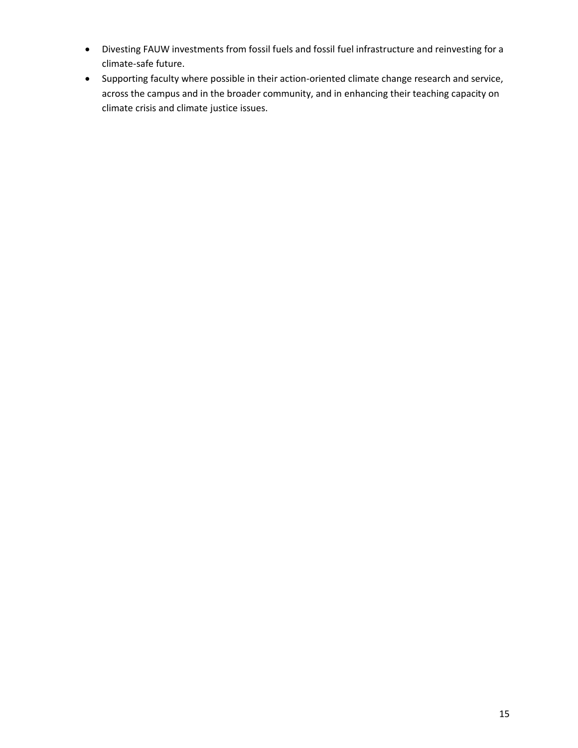- Divesting FAUW investments from fossil fuels and fossil fuel infrastructure and reinvesting for a climate-safe future.
- Supporting faculty where possible in their action-oriented climate change research and service, across the campus and in the broader community, and in enhancing their teaching capacity on climate crisis and climate justice issues.